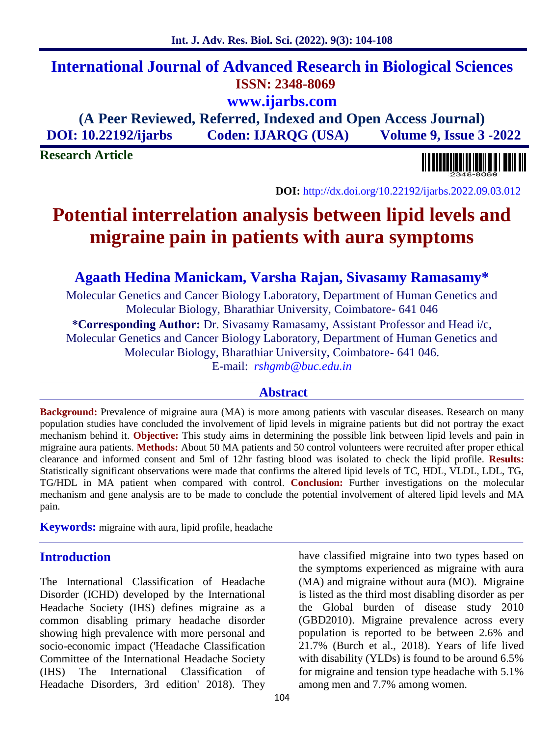# International Journal of Advanced Research in Biological Sciences

**ISSN: 2348-8069**

**www.ijarbs.com**

**(A Peer Reviewed, Referred, Indexed and Open Access Journal)**

**DOI: 10.22192/ijarbs Coden: IJARQG (USA) Volume 9, Issue 3 -2022**

**Research Article**

**DOI:** http://dx.doi.org/10.22192/ijarbs.2022.09.03.012

# Potential interrelation analysis between lipid levels and migraine pain in patients with aura symptoms

**Agaath Hedina Manickam, Varsha Rajan, Sivasamy Ramasamy***

Molecular Genetics and Cancer Biology Laboratory, Department of Human Genetics and Molecular Biology, Bharathiar University, Coimbatore- 641 046

***Corresponding Author:** Dr. Sivasamy Ramasamy, Assistant Professor and Head i/c, Molecular Genetics and Cancer Biology Laboratory, Department of Human Genetics and Molecular Biology, Bharathiar University, Coimbatore- 641 046.

E-mail: *rshgmb@buc.edu.in*

## Abstract

**Background:** Prevalence of migraine aura (MA) is more among patients with vascular diseases. Research on many population studies have concluded the involvement of lipid levels in migraine patients but did not portray the exact mechanism behind it. **Objective:** This study aims in determining the possible link between lipid levels and pain in migraine aura patients. **Methods:** About 50 MA patients and 50 control volunteers were recruited after proper ethical clearance and informed consent and 5ml of 12hr fasting blood was isolated to check the lipid profile. **Results:** Statistically significant observations were made that confirms the altered lipid levels of TC, HDL, VLDL, LDL, TG, TG/HDL in MA patient when compared with control. **Conclusion:** Further investigations on the molecular mechanism and gene analysis are to be made to conclude the potential involvement of altered lipid levels and MA pain.

**Keywords:** migraine with aura, lipid profile, headache

## Introduction

The International Classification of Headache Disorder (ICHD) developed by the International Headache Society (IHS) defines migraine as a common disabling primary headache disorder showing high prevalence with more personal and socio-economic impact ('Headache Classification Committee of the International Headache Society (IHS) The International Classification of Headache Disorders, 3rd edition' 2018). They have classified migraine into two types based on the symptoms experienced as migraine with aura (MA) and migraine without aura (MO). Migraine is listed as the third most disabling disorder as per the Global burden of disease study 2010 (GBD2010). Migraine prevalence across every population is reported to be between 2.6% and 21.7% (Burch et al., 2018). Years of life lived with disability (YLDs) is found to be around 6.5% for migraine and tension type headache with 5.1% among men and 7.7% among women.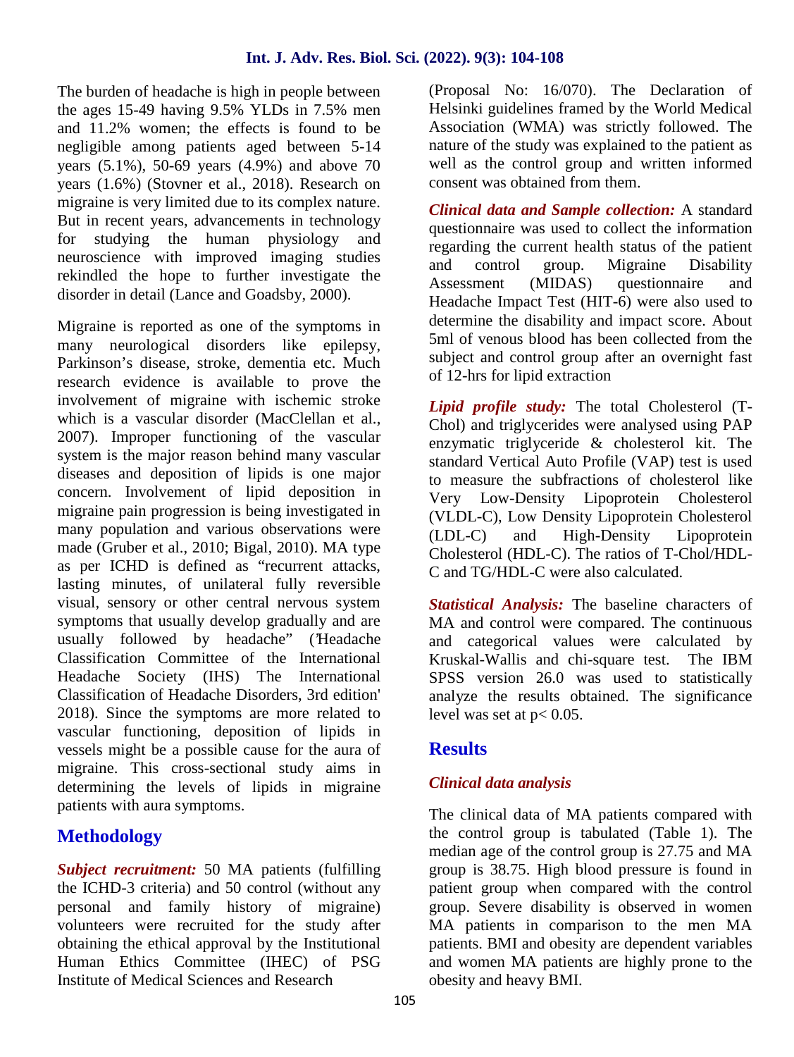The burden of headache is high in people between the ages 15-49 having 9.5% YLDs in 7.5% men and 11.2% women; the effects is found to be negligible among patients aged between 5-14 years (5.1%), 50-69 years (4.9%) and above 70 years (1.6%) (Stovner et al., 2018). Research on migraine is very limited due to its complex nature. But in recent years, advancements in technology for studying the human physiology and neuroscience with improved imaging studies rekindled the hope to further investigate the disorder in detail (Lance and Goadsby, 2000).

Migraine is reported as one of the symptoms in many neurological disorders like epilepsy, Parkinson's disease, stroke, dementia etc. Much research evidence is available to prove the involvement of migraine with ischemic stroke which is a vascular disorder (MacClellan et al., 2007). Improper functioning of the vascular system is the major reason behind many vascular diseases and deposition of lipids is one major concern. Involvement of lipid deposition in migraine pain progression is being investigated in many population and various observations were made (Gruber et al., 2010; Bigal, 2010). MA type as per ICHD is defined as "recurrent attacks, lasting minutes, of unilateral fully reversible visual, sensory or other central nervous system symptoms that usually develop gradually and are usually followed by headache" ('Headache Classification Committee of the International Headache Society (IHS) The International Classification of Headache Disorders, 3rd edition' 2018). Since the symptoms are more related to vascular functioning, deposition of lipids in vessels might be a possible cause for the aura of migraine. This cross-sectional study aims in determining the levels of lipids in migraine patients with aura symptoms.

## Methodology

***Subject recruitment:*** 50 MA patients (fulfilling the ICHD-3 criteria) and 50 control (without any personal and family history of migraine) volunteers were recruited for the study after obtaining the ethical approval by the Institutional Human Ethics Committee (IHEC) of PSG Institute of Medical Sciences and Research (Proposal No: 16/070). The Declaration of Helsinki guidelines framed by the World Medical Association (WMA) was strictly followed. The nature of the study was explained to the patient as well as the control group and written informed consent was obtained from them.

***Clinical data and Sample collection:*** A standard questionnaire was used to collect the information regarding the current health status of the patient and control group. Migraine Disability Assessment (MIDAS) questionnaire and Headache Impact Test (HIT-6) were also used to determine the disability and impact score. About 5ml of venous blood has been collected from the subject and control group after an overnight fast of 12-hrs for lipid extraction

***Lipid profile study:*** The total Cholesterol (T-Chol) and triglycerides were analysed using PAP enzymatic triglyceride & cholesterol kit. The standard Vertical Auto Profile (VAP) test is used to measure the subfractions of cholesterol like Very Low-Density Lipoprotein Cholesterol (VLDL-C), Low Density Lipoprotein Cholesterol (LDL-C) and High-Density Lipoprotein Cholesterol (HDL-C). The ratios of T-Chol/HDL-C and TG/HDL-C were also calculated.

***Statistical Analysis:*** The baseline characters of MA and control were compared. The continuous and categorical values were calculated by Kruskal-Wallis and chi-square test. The IBM SPSS version 26.0 was used to statistically analyze the results obtained. The significance level was set at $p < 0.05$.

## Results

### *Clinical data analysis*

The clinical data of MA patients compared with the control group is tabulated (Table 1). The median age of the control group is 27.75 and MA group is 38.75. High blood pressure is found in patient group when compared with the control group. Severe disability is observed in women MA patients in comparison to the men MA patients. BMI and obesity are dependent variables and women MA patients are highly prone to the obesity and heavy BMI.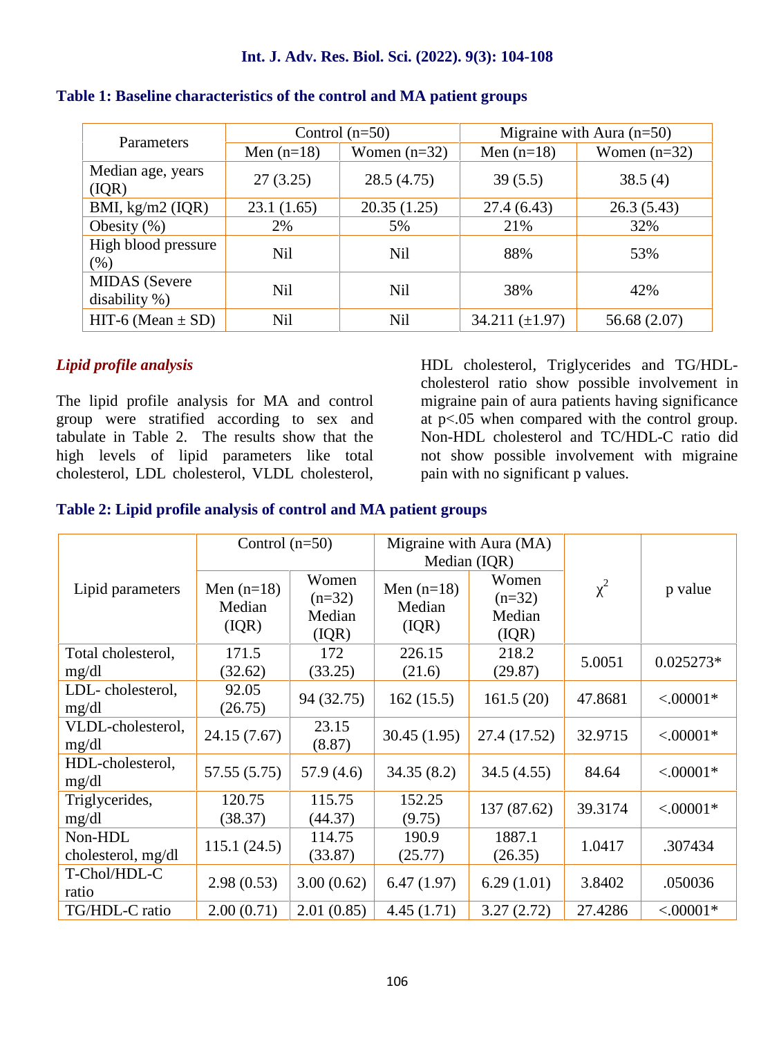**Table 1: Baseline characteristics of the control and MA patient groups**

| Parameters | Control (n=50) | | Migraine with Aura (n=50) | |
|---|---|---|---|---|
| | Men (n=18) | Women (n=32) | Men (n=18) | Women (n=32) |
| Median age, years (IQR) | 27 (3.25) | 28.5 (4.75) | 39 (5.5) | 38.5 (4) |
| BMI, kg/m2 (IQR) | 23.1 (1.65) | 20.35 (1.25) | 27.4 (6.43) | 26.3 (5.43) |
| Obesity (%) | 2% | 5% | 21% | 32% |
| High blood pressure (%) | Nil | Nil | 88% | 53% |
| MIDAS (Severe disability %) | Nil | Nil | 38% | 42% |
| HIT-6 (Mean ± SD) | Nil | Nil | 34.211 (±1.97) | 56.68 (2.07) |

### *Lipid profile analysis*

The lipid profile analysis for MA and control group were stratified according to sex and tabulate in Table 2. The results show that the high levels of lipid parameters like total cholesterol, LDL cholesterol, VLDL cholesterol, HDL cholesterol, Triglycerides and TG/HDL-cholesterol ratio show possible involvement in migraine pain of aura patients having significance at $p<.05$ when compared with the control group. Non-HDL cholesterol and TC/HDL-C ratio did not show possible involvement with migraine pain with no significant p values.

**Table 2: Lipid profile analysis of control and MA patient groups**

| Lipid parameters | Control (n=50) | | Migraine with Aura (MA) Median (IQR) | | $\chi^2$ | p value |
|---|---|---|---|---|---|---|
| | Men (n=18) Median (IQR) | Women (n=32) Median (IQR) | Men (n=18) Median (IQR) | Women (n=32) Median (IQR) | | |
| Total cholesterol, mg/dl | 171.5 (32.62) | 172 (33.25) | 226.15 (21.6) | 218.2 (29.87) | 5.0051 | 0.025273* |
| LDL- cholesterol, mg/dl | 92.05 (26.75) | 94 (32.75) | 162 (15.5) | 161.5 (20) | 47.8681 | <.00001* |
| VLDL-cholesterol, mg/dl | 24.15 (7.67) | 23.15 (8.87) | 30.45 (1.95) | 27.4 (17.52) | 32.9715 | <.00001* |
| HDL-cholesterol, mg/dl | 57.55 (5.75) | 57.9 (4.6) | 34.35 (8.2) | 34.5 (4.55) | 84.64 | <.00001* |
| Triglycerides, mg/dl | 120.75 (38.37) | 115.75 (44.37) | 152.25 (9.75) | 137 (87.62) | 39.3174 | <.00001* |
| Non-HDL cholesterol, mg/dl | 115.1 (24.5) | 114.75 (33.87) | 190.9 (25.77) | 1887.1 (26.35) | 1.0417 | .307434 |
| T-Chol/HDL-C ratio | 2.98 (0.53) | 3.00 (0.62) | 6.47 (1.97) | 6.29 (1.01) | 3.8402 | .050036 |
| TG/HDL-C ratio | 2.00 (0.71) | 2.01 (0.85) | 4.45 (1.71) | 3.27 (2.72) | 27.4286 | <.00001* |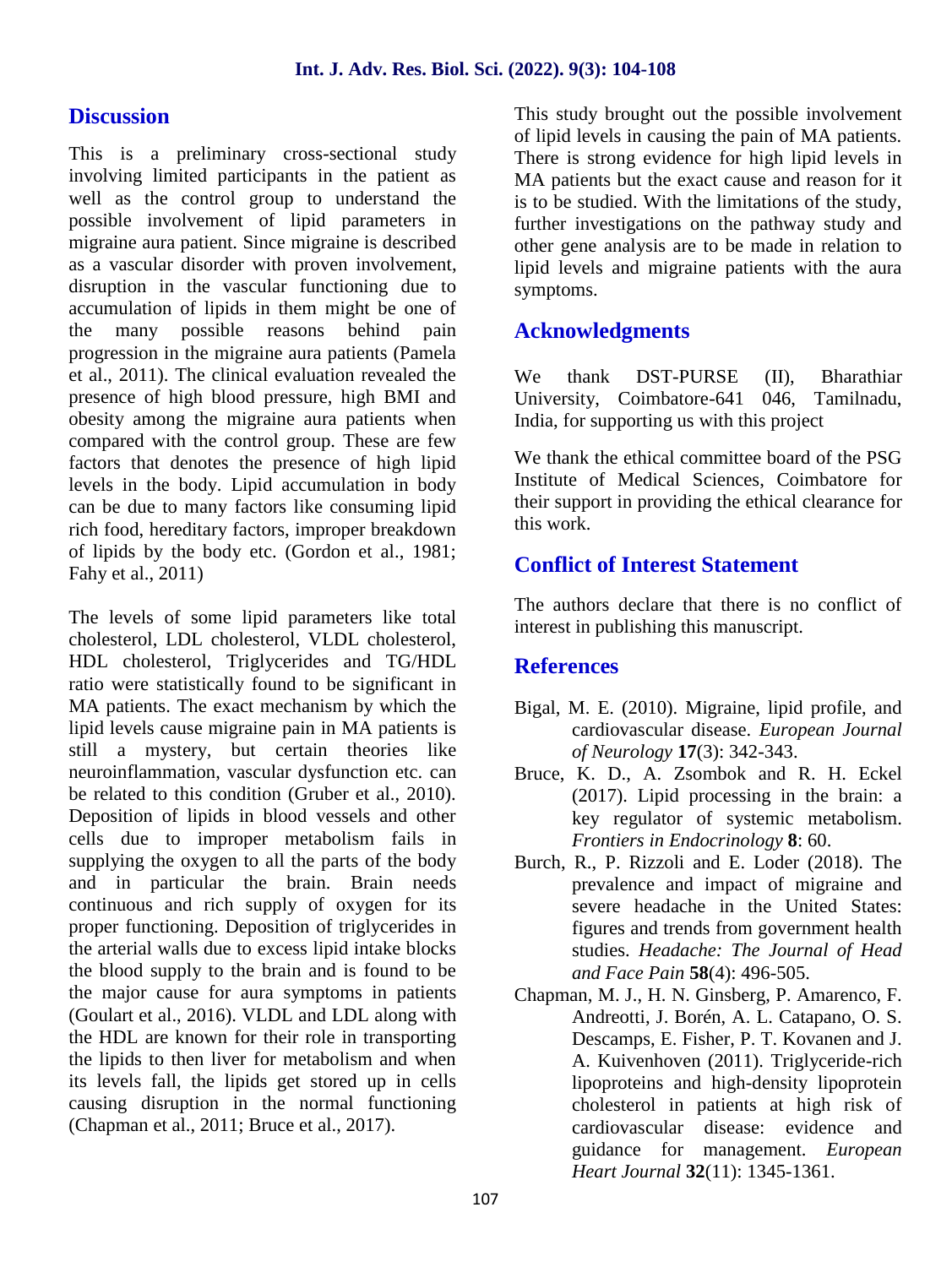## Discussion

This is a preliminary cross-sectional study involving limited participants in the patient as well as the control group to understand the possible involvement of lipid parameters in migraine aura patient. Since migraine is described as a vascular disorder with proven involvement, disruption in the vascular functioning due to accumulation of lipids in them might be one of the many possible reasons behind pain progression in the migraine aura patients (Pamela et al., 2011). The clinical evaluation revealed the presence of high blood pressure, high BMI and obesity among the migraine aura patients when compared with the control group. These are few factors that denotes the presence of high lipid levels in the body. Lipid accumulation in body can be due to many factors like consuming lipid rich food, hereditary factors, improper breakdown of lipids by the body etc. (Gordon et al., 1981; Fahy et al., 2011)

The levels of some lipid parameters like total cholesterol, LDL cholesterol, VLDL cholesterol, HDL cholesterol, Triglycerides and TG/HDL ratio were statistically found to be significant in MA patients. The exact mechanism by which the lipid levels cause migraine pain in MA patients is still a mystery, but certain theories like neuroinflammation, vascular dysfunction etc. can be related to this condition (Gruber et al., 2010). Deposition of lipids in blood vessels and other cells due to improper metabolism fails in supplying the oxygen to all the parts of the body and in particular the brain. Brain needs continuous and rich supply of oxygen for its proper functioning. Deposition of triglycerides in the arterial walls due to excess lipid intake blocks the blood supply to the brain and is found to be the major cause for aura symptoms in patients (Goulart et al., 2016). VLDL and LDL along with the HDL are known for their role in transporting the lipids to then liver for metabolism and when its levels fall, the lipids get stored up in cells causing disruption in the normal functioning (Chapman et al., 2011; Bruce et al., 2017).

This study brought out the possible involvement of lipid levels in causing the pain of MA patients. There is strong evidence for high lipid levels in MA patients but the exact cause and reason for it is to be studied. With the limitations of the study, further investigations on the pathway study and other gene analysis are to be made in relation to lipid levels and migraine patients with the aura symptoms.

## Acknowledgments

We thank DST-PURSE (II), Bharathiar University, Coimbatore-641 046, Tamilnadu, India, for supporting us with this project

We thank the ethical committee board of the PSG Institute of Medical Sciences, Coimbatore for their support in providing the ethical clearance for this work.

## Conflict of Interest Statement

The authors declare that there is no conflict of interest in publishing this manuscript.

## References

- Bigal, M. E. (2010). Migraine, lipid profile, and cardiovascular disease. *European Journal of Neurology* **17**(3): 342-343.
- Bruce, K. D., A. Zsombok and R. H. Eckel (2017). Lipid processing in the brain: a key regulator of systemic metabolism. *Frontiers in Endocrinology* **8**: 60.
- Burch, R., P. Rizzoli and E. Loder (2018). The prevalence and impact of migraine and severe headache in the United States: figures and trends from government health studies. *Headache: The Journal of Head and Face Pain* **58**(4): 496-505.
- Chapman, M. J., H. N. Ginsberg, P. Amarenco, F. Andreotti, J. Borén, A. L. Catapano, O. S. Descamps, E. Fisher, P. T. Kovanen and J. A. Kuivenhoven (2011). Triglyceride-rich lipoproteins and high-density lipoprotein cholesterol in patients at high risk of cardiovascular disease: evidence and guidance for management. *European Heart Journal* **32**(11): 1345-1361.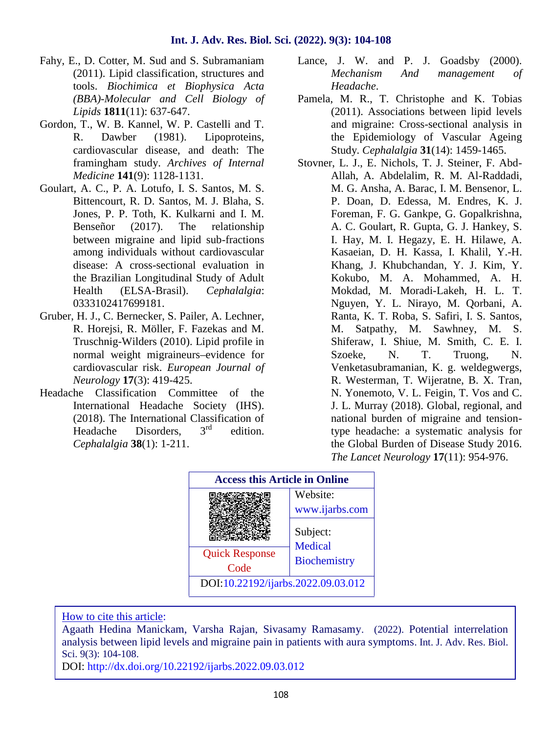Fahy, E., D. Cotter, M. Sud and S. Subramaniam (2011). Lipid classification, structures and tools. *Biochimica et Biophysica Acta (BBA)-Molecular and Cell Biology of Lipids* **1811**(11): 637-647.

Gordon, T., W. B. Kannel, W. P. Castelli and T. R. Dawber (1981). Lipoproteins, cardiovascular disease, and death: The framingham study. *Archives of Internal Medicine* **141**(9): 1128-1131.

Goulart, A. C., P. A. Lotufo, I. S. Santos, M. S. Bittencourt, R. D. Santos, M. J. Blaha, S. Jones, P. P. Toth, K. Kulkarni and I. M. Benseñor (2017). The relationship between migraine and lipid sub-fractions among individuals without cardiovascular disease: A cross-sectional evaluation in the Brazilian Longitudinal Study of Adult Health (ELSA-Brasil). *Cephalalgia*: 0333102417699181.

Gruber, H. J., C. Bernecker, S. Pailer, A. Lechner, R. Horejsi, R. Möller, F. Fazekas and M. Truschnig-Wilders (2010). Lipid profile in normal weight migraineurs–evidence for cardiovascular risk. *European Journal of Neurology* **17**(3): 419-425.

Headache Classification Committee of the International Headache Society (IHS). (2018). The International Classification of Headache Disorders, 3rd edition. *Cephalalgia* **38**(1): 1-211.

Lance, J. W. and P. J. Goadsby (2000). *Mechanism And management of Headache*.

Pamela, M. R., T. Christophe and K. Tobias (2011). Associations between lipid levels and migraine: Cross-sectional analysis in the Epidemiology of Vascular Ageing Study. *Cephalalgia* **31**(14): 1459-1465.

Stovner, L. J., E. Nichols, T. J. Steiner, F. Abd-Allah, A. Abdelalim, R. M. Al-Raddadi, M. G. Ansha, A. Barac, I. M. Bensenor, L. P. Doan, D. Edessa, M. Endres, K. J. Foreman, F. G. Gankpe, G. Gopalkrishna, A. C. Goulart, R. Gupta, G. J. Hankey, S. I. Hay, M. I. Hegazy, E. H. Hilawe, A. Kasaeian, D. H. Kassa, I. Khalil, Y.-H. Khang, J. Khubchandan, Y. J. Kim, Y. Kokubo, M. A. Mohammed, A. H. Mokdad, M. Moradi-Lakeh, H. L. T. Nguyen, Y. L. Nirayo, M. Qorbani, A. Ranta, K. T. Roba, S. Safiri, I. S. Santos, M. Satpathy, M. Sawhney, M. S. Shiferaw, I. Shiue, M. Smith, C. E. I. Szoeke, N. T. Truong, N. Venketasubramanian, K. g. weldegwergs, R. Westerman, T. Wijeratne, B. X. Tran, N. Yonemoto, V. L. Feigin, T. Vos and C. J. L. Murray (2018). Global, regional, and national burden of migraine and tension-type headache: a systematic analysis for the Global Burden of Disease Study 2016. *The Lancet Neurology* **17**(11): 954-976.

| **Access this Article in Online** | |
|---|---|
| | Website: www.ijarbs.com |
| Quick Response Code | Subject: Medical Biochemistry |
| DOI:10.22192/ijarbs.2022.09.03.012 | |

How to cite this article:

Agaath Hedina Manickam, Varsha Rajan, Sivasamy Ramasamy. (2022). Potential interrelation analysis between lipid levels and migraine pain in patients with aura symptoms. Int. J. Adv. Res. Biol. Sci. 9(3): 104-108.

DOI: http://dx.doi.org/10.22192/ijarbs.2022.09.03.012